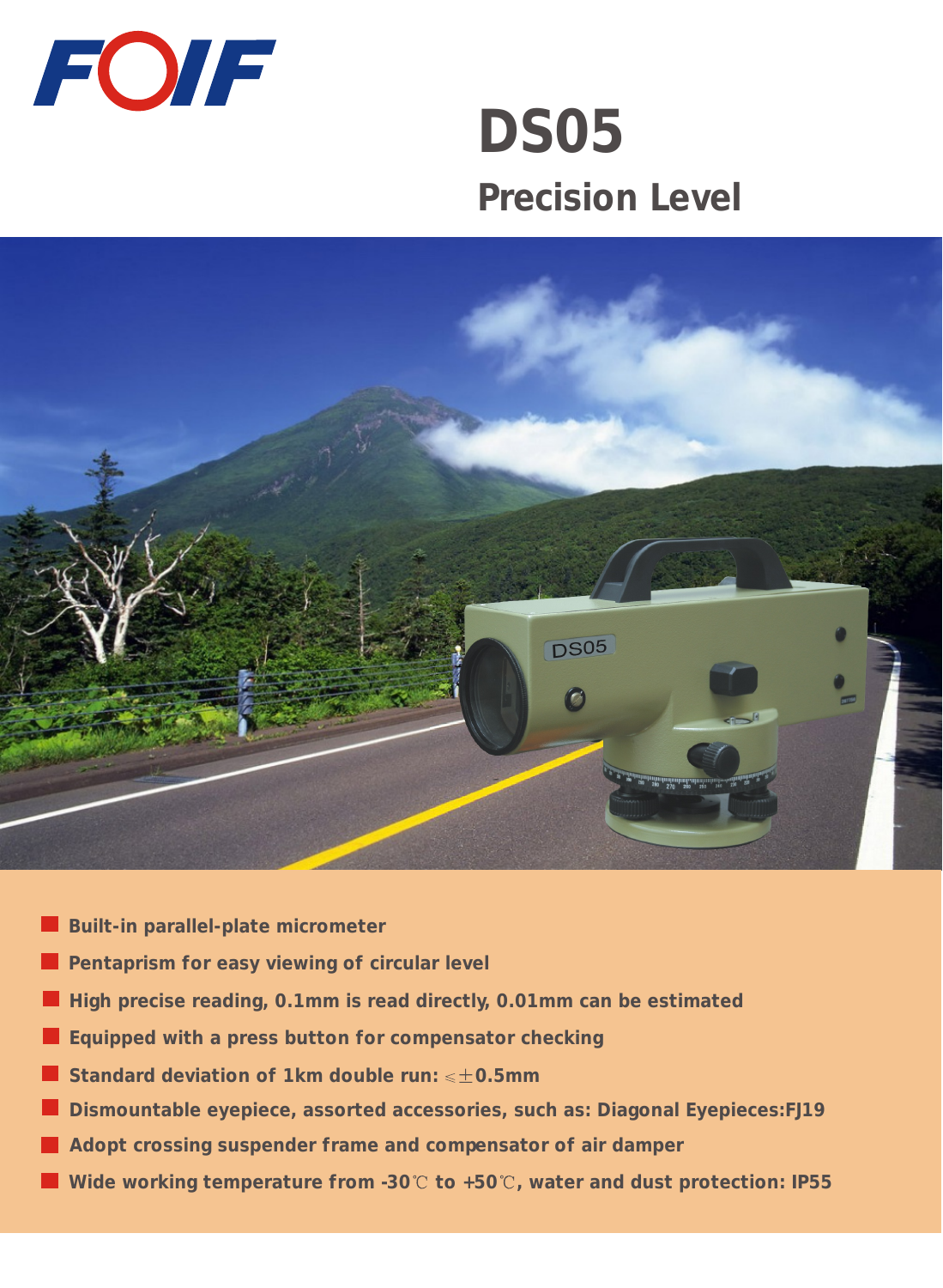# FOIF

# DS05

## Precision Level

- Built-in parallel-plate micrometer
- Pentaprism for easy viewing of circular level
- High precise reading, 0.1mm is read directly, 0.01mm can be estimated
- Equipped with a press button for compensator checking
- Standard deviation of 1km double run: $\leq\pm$0.5mm
- Dismountable eyepiece, assorted accessories, such as: Diagonal Eyepieces:FJ19
- Adopt crossing suspender frame and compensator of air damper
- Wide working temperature from -30℃ to +50℃, water and dust protection: IP55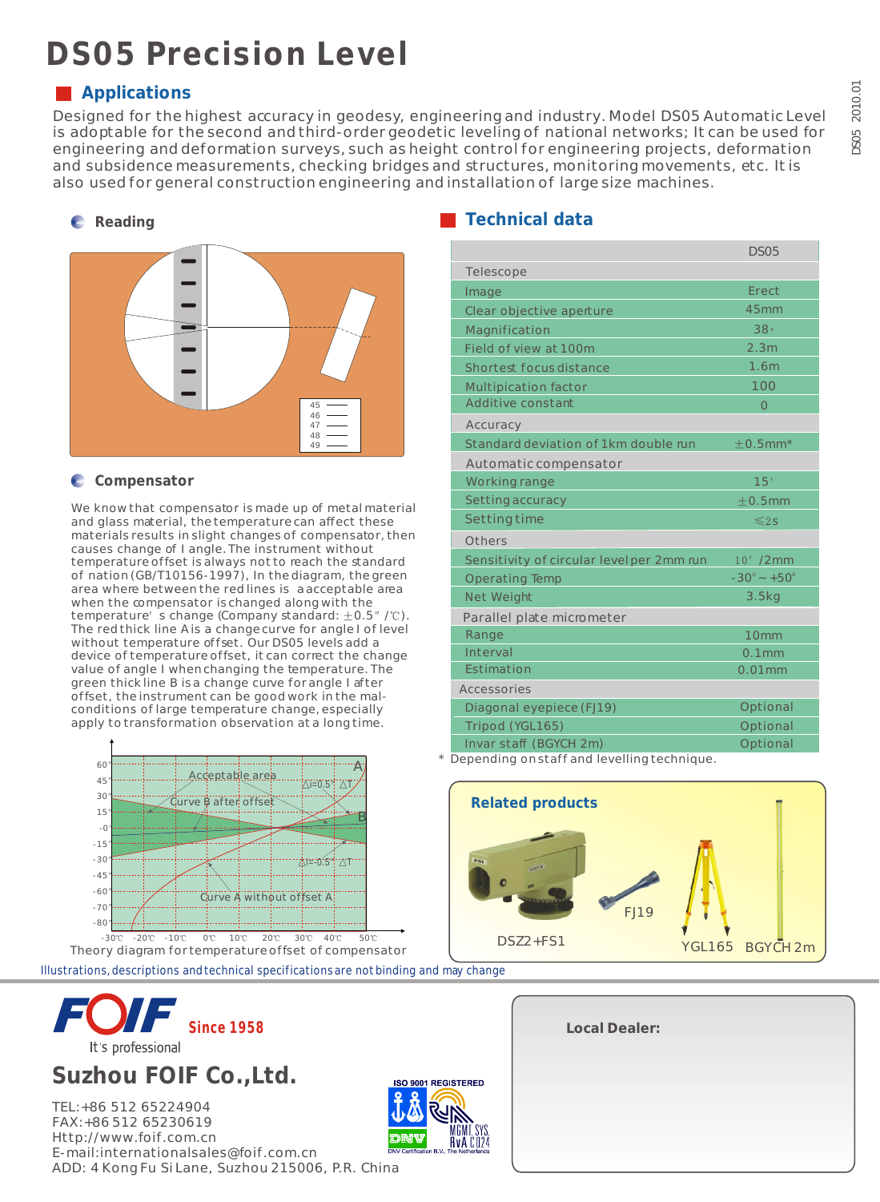# DS05 Precision Level

## Applications

Designed for the highest accuracy in geodesy, engineering and industry. Model DS05 Automatic Level is adoptable for the second and third-order geodetic leveling of national networks; It can be used for engineering and deformation surveys, such as height control for engineering projects, deformation and subsidence measurements, checking bridges and structures, monitoring movements, etc. It is also used for general construction engineering and installation of large size machines.

### Reading

45
46
47
48
49

### Compensator

We know that compensator is made up of metal material and glass material, the temperature can affect these materials results in slight changes of compensator, then causes change of I angle. The instrument without temperature offset is always not to reach the standard of nation (GB/T10156-1997), In the diagram, the green area where between the red lines is a acceptable area when the compensator is changed along with the temperature's change (Company standard: ±0.5"/℃). The red thick line A is a change curve for angle I of level without temperature offset. Our DS05 levels add a device of temperature offset, it can correct the change value of angle I when changing the temperature. The green thick line B is a change curve for angle I after offset, the instrument can be good work in the mal-conditions of large temperature change, especially apply to transformation observation at a long time.

Acceptable area
Curve B after offset
Curve A without offset A
ΔI=0.5" ΔT
ΔI=-0.5" ΔT
A
B
60"
45"
30"
15"
-0"
-15"
-30"
-45"
-60"
-70"
-80"
-30℃ -20℃ -10℃ 0℃ 10℃ 20℃ 30℃ 40℃ 50℃

Theory diagram for temperature offset of compensator

## Technical data

| | DS05 |
|---|---|
| **Telescope** | |
| Image | Erect |
| Clear objective aperture | 45mm |
| Magnification | 38× |
| Field of view at 100m | 2.3m |
| Shortest focus distance | 1.6m |
| Multiplication factor | 100 |
| Additive constant | 0 |
| **Accuracy** | |
| Standard deviation of 1km double run | ±0.5mm* |
| **Automatic compensator** | |
| Working range | 15' |
| Setting accuracy | ±0.5mm |
| Setting time | ≤2s |
| **Others** | |
| Sensitivity of circular level per 2mm run | 10'/2mm |
| Operating Temp | -30°~+50° |
| Net Weight | 3.5kg |
| **Parallel plate micrometer** | |
| Range | 10mm |
| Interval | 0.1mm |
| Estimation | 0.01mm |
| **Accessories** | |
| Diagonal eyepiece (FJ19) | Optional |
| Tripod (YGL165) | Optional |
| Invar staff (BGYCH 2m) | Optional |

\* Depending on staff and levelling technique.

### Related products

DSZ2+FS1
FJ19
YGL165
BGYCH 2m

Illustrations, descriptions and technical specifications are not binding and may change

FOIF Since 1958
It's professional

## Suzhou FOIF Co.,Ltd.

TEL:+86 512 65224904
FAX:+86 512 65230619
Http://www.foif.com.cn
E-mail:internationalsales@foif.com.cn
ADD: 4 Kong Fu Si Lane, Suzhou 215006, P.R. China

ISO 9001 REGISTERED
DNV Certification B.V., The Netherlands

**Local Dealer:**